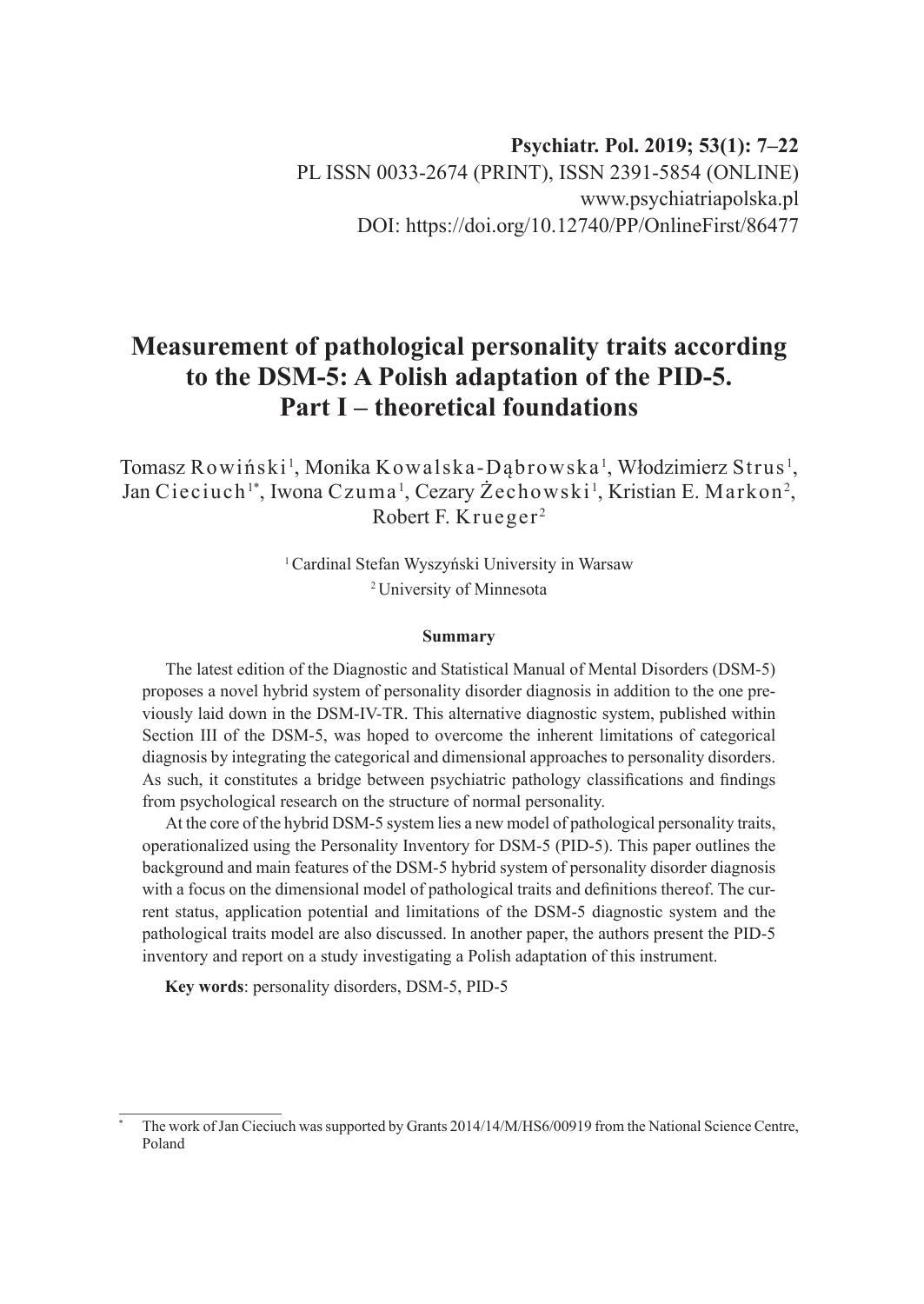# Measurement of pathological personality traits according to the DSM-5: A Polish adaptation of the PID-5. Part I – theoretical foundations

Tomasz Rowiński[1], Monika Kowalska-Dąbrowska[1], Włodzimierz Strus[1], Jan Cieciuch[1*], Iwona Czuma[1], Cezary Żechowski[1], Kristian E. Markon[2], Robert F. Krueger[2]

[1] Cardinal Stefan Wyszyński University in Warsaw
[2] University of Minnesota

**Summary**

The latest edition of the Diagnostic and Statistical Manual of Mental Disorders (DSM-5) proposes a novel hybrid system of personality disorder diagnosis in addition to the one previously laid down in the DSM-IV-TR. This alternative diagnostic system, published within Section III of the DSM-5, was hoped to overcome the inherent limitations of categorical diagnosis by integrating the categorical and dimensional approaches to personality disorders. As such, it constitutes a bridge between psychiatric pathology classifications and findings from psychological research on the structure of normal personality.

At the core of the hybrid DSM-5 system lies a new model of pathological personality traits, operationalized using the Personality Inventory for DSM-5 (PID-5). This paper outlines the background and main features of the DSM-5 hybrid system of personality disorder diagnosis with a focus on the dimensional model of pathological traits and definitions thereof. The current status, application potential and limitations of the DSM-5 diagnostic system and the pathological traits model are also discussed. In another paper, the authors present the PID-5 inventory and report on a study investigating a Polish adaptation of this instrument.

**Key words**: personality disorders, DSM-5, PID-5

---

[*] The work of Jan Cieciuch was supported by Grants 2014/14/M/HS6/00919 from the National Science Centre, Poland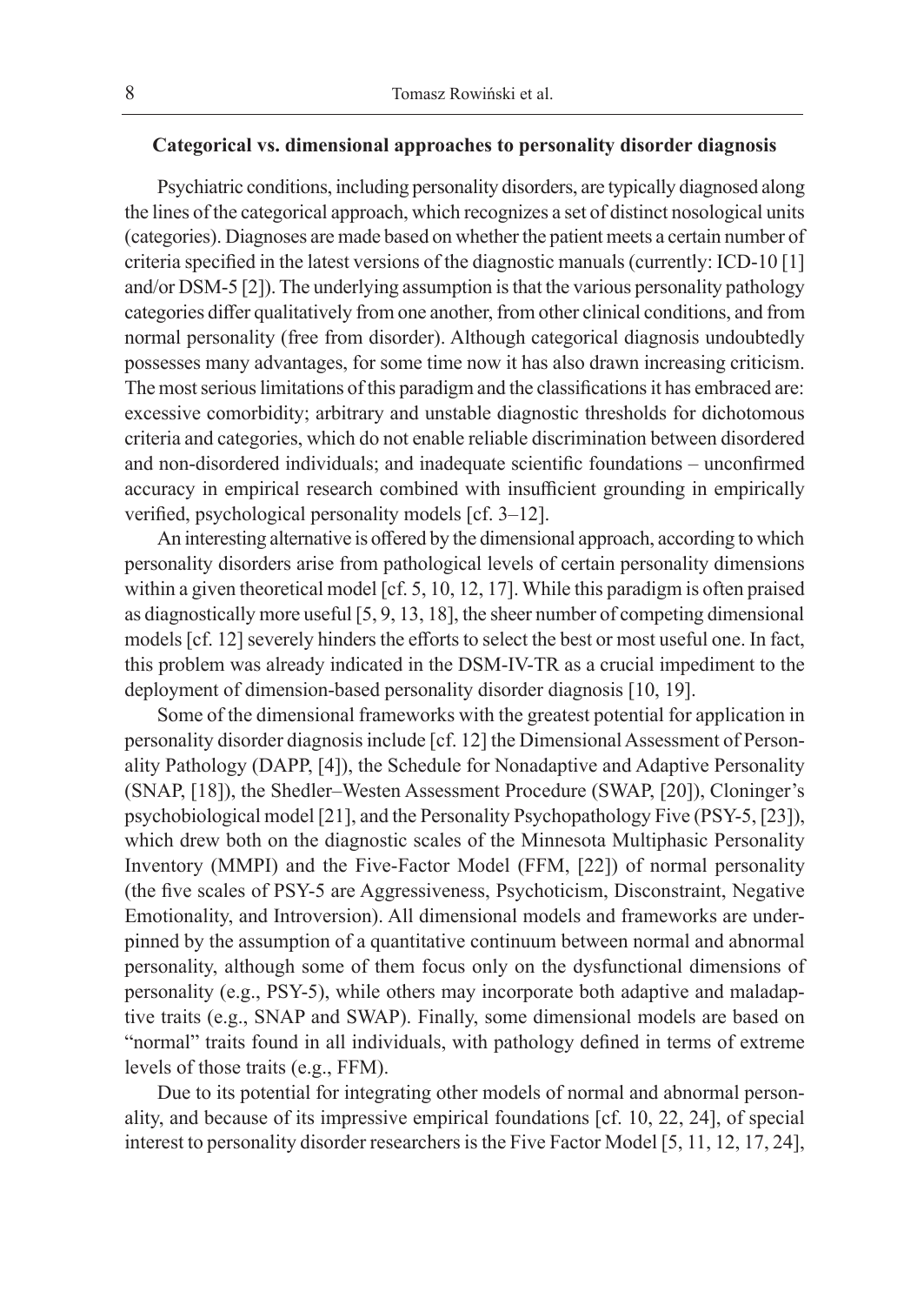## Categorical vs. dimensional approaches to personality disorder diagnosis

Psychiatric conditions, including personality disorders, are typically diagnosed along the lines of the categorical approach, which recognizes a set of distinct nosological units (categories). Diagnoses are made based on whether the patient meets a certain number of criteria specified in the latest versions of the diagnostic manuals (currently: ICD-10 [1] and/or DSM-5 [2]). The underlying assumption is that the various personality pathology categories differ qualitatively from one another, from other clinical conditions, and from normal personality (free from disorder). Although categorical diagnosis undoubtedly possesses many advantages, for some time now it has also drawn increasing criticism. The most serious limitations of this paradigm and the classifications it has embraced are: excessive comorbidity; arbitrary and unstable diagnostic thresholds for dichotomous criteria and categories, which do not enable reliable discrimination between disordered and non-disordered individuals; and inadequate scientific foundations – unconfirmed accuracy in empirical research combined with insufficient grounding in empirically verified, psychological personality models [cf. 3–12].

An interesting alternative is offered by the dimensional approach, according to which personality disorders arise from pathological levels of certain personality dimensions within a given theoretical model [cf. 5, 10, 12, 17]. While this paradigm is often praised as diagnostically more useful [5, 9, 13, 18], the sheer number of competing dimensional models [cf. 12] severely hinders the efforts to select the best or most useful one. In fact, this problem was already indicated in the DSM-IV-TR as a crucial impediment to the deployment of dimension-based personality disorder diagnosis [10, 19].

Some of the dimensional frameworks with the greatest potential for application in personality disorder diagnosis include [cf. 12] the Dimensional Assessment of Personality Pathology (DAPP, [4]), the Schedule for Nonadaptive and Adaptive Personality (SNAP, [18]), the Shedler–Westen Assessment Procedure (SWAP, [20]), Cloninger's psychobiological model [21], and the Personality Psychopathology Five (PSY-5, [23]), which drew both on the diagnostic scales of the Minnesota Multiphasic Personality Inventory (MMPI) and the Five-Factor Model (FFM, [22]) of normal personality (the five scales of PSY-5 are Aggressiveness, Psychoticism, Disconstraint, Negative Emotionality, and Introversion). All dimensional models and frameworks are underpinned by the assumption of a quantitative continuum between normal and abnormal personality, although some of them focus only on the dysfunctional dimensions of personality (e.g., PSY-5), while others may incorporate both adaptive and maladaptive traits (e.g., SNAP and SWAP). Finally, some dimensional models are based on "normal" traits found in all individuals, with pathology defined in terms of extreme levels of those traits (e.g., FFM).

Due to its potential for integrating other models of normal and abnormal personality, and because of its impressive empirical foundations [cf. 10, 22, 24], of special interest to personality disorder researchers is the Five Factor Model [5, 11, 12, 17, 24],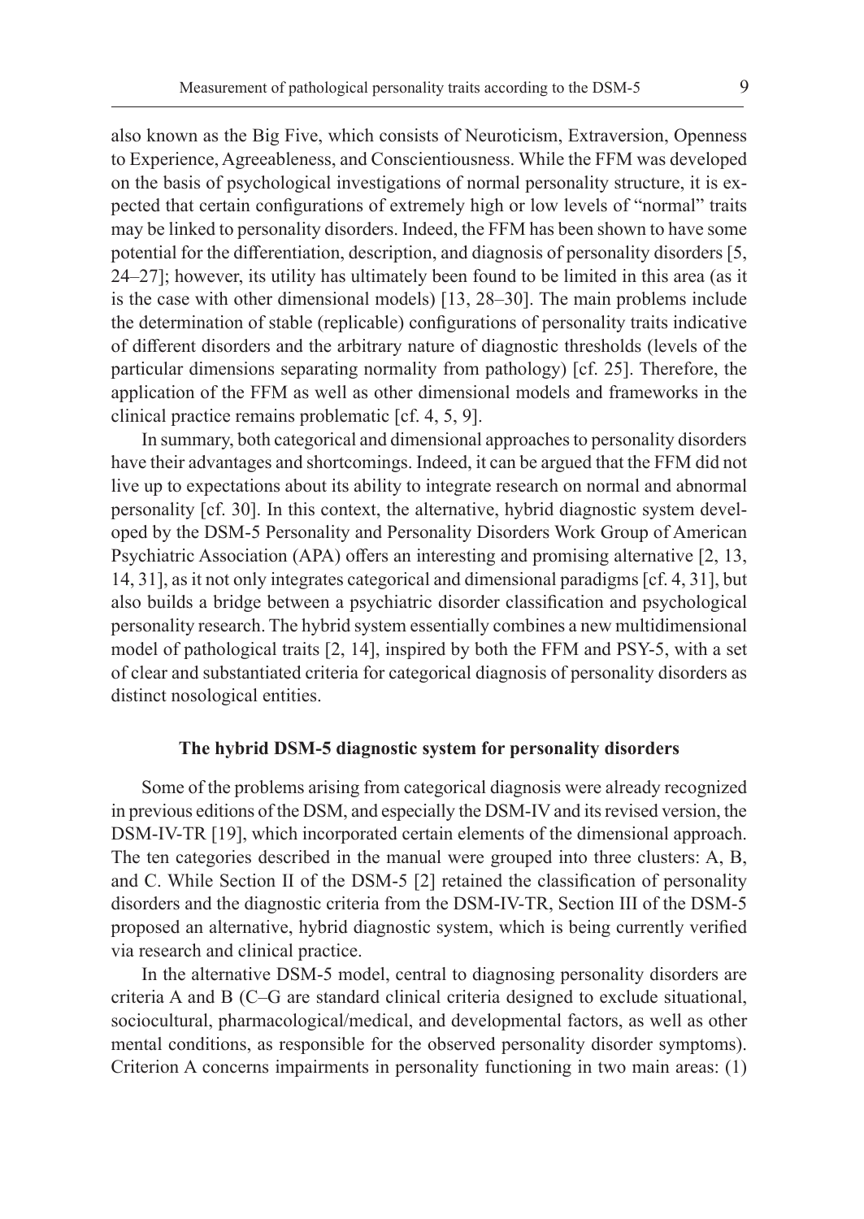also known as the Big Five, which consists of Neuroticism, Extraversion, Openness to Experience, Agreeableness, and Conscientiousness. While the FFM was developed on the basis of psychological investigations of normal personality structure, it is expected that certain configurations of extremely high or low levels of "normal" traits may be linked to personality disorders. Indeed, the FFM has been shown to have some potential for the differentiation, description, and diagnosis of personality disorders [5, 24–27]; however, its utility has ultimately been found to be limited in this area (as it is the case with other dimensional models) [13, 28–30]. The main problems include the determination of stable (replicable) configurations of personality traits indicative of different disorders and the arbitrary nature of diagnostic thresholds (levels of the particular dimensions separating normality from pathology) [cf. 25]. Therefore, the application of the FFM as well as other dimensional models and frameworks in the clinical practice remains problematic [cf. 4, 5, 9].

In summary, both categorical and dimensional approaches to personality disorders have their advantages and shortcomings. Indeed, it can be argued that the FFM did not live up to expectations about its ability to integrate research on normal and abnormal personality [cf. 30]. In this context, the alternative, hybrid diagnostic system developed by the DSM-5 Personality and Personality Disorders Work Group of American Psychiatric Association (APA) offers an interesting and promising alternative [2, 13, 14, 31], as it not only integrates categorical and dimensional paradigms [cf. 4, 31], but also builds a bridge between a psychiatric disorder classification and psychological personality research. The hybrid system essentially combines a new multidimensional model of pathological traits [2, 14], inspired by both the FFM and PSY-5, with a set of clear and substantiated criteria for categorical diagnosis of personality disorders as distinct nosological entities.

## The hybrid DSM-5 diagnostic system for personality disorders

Some of the problems arising from categorical diagnosis were already recognized in previous editions of the DSM, and especially the DSM-IV and its revised version, the DSM-IV-TR [19], which incorporated certain elements of the dimensional approach. The ten categories described in the manual were grouped into three clusters: A, B, and C. While Section II of the DSM-5 [2] retained the classification of personality disorders and the diagnostic criteria from the DSM-IV-TR, Section III of the DSM-5 proposed an alternative, hybrid diagnostic system, which is being currently verified via research and clinical practice.

In the alternative DSM-5 model, central to diagnosing personality disorders are criteria A and B (C–G are standard clinical criteria designed to exclude situational, sociocultural, pharmacological/medical, and developmental factors, as well as other mental conditions, as responsible for the observed personality disorder symptoms). Criterion A concerns impairments in personality functioning in two main areas: (1)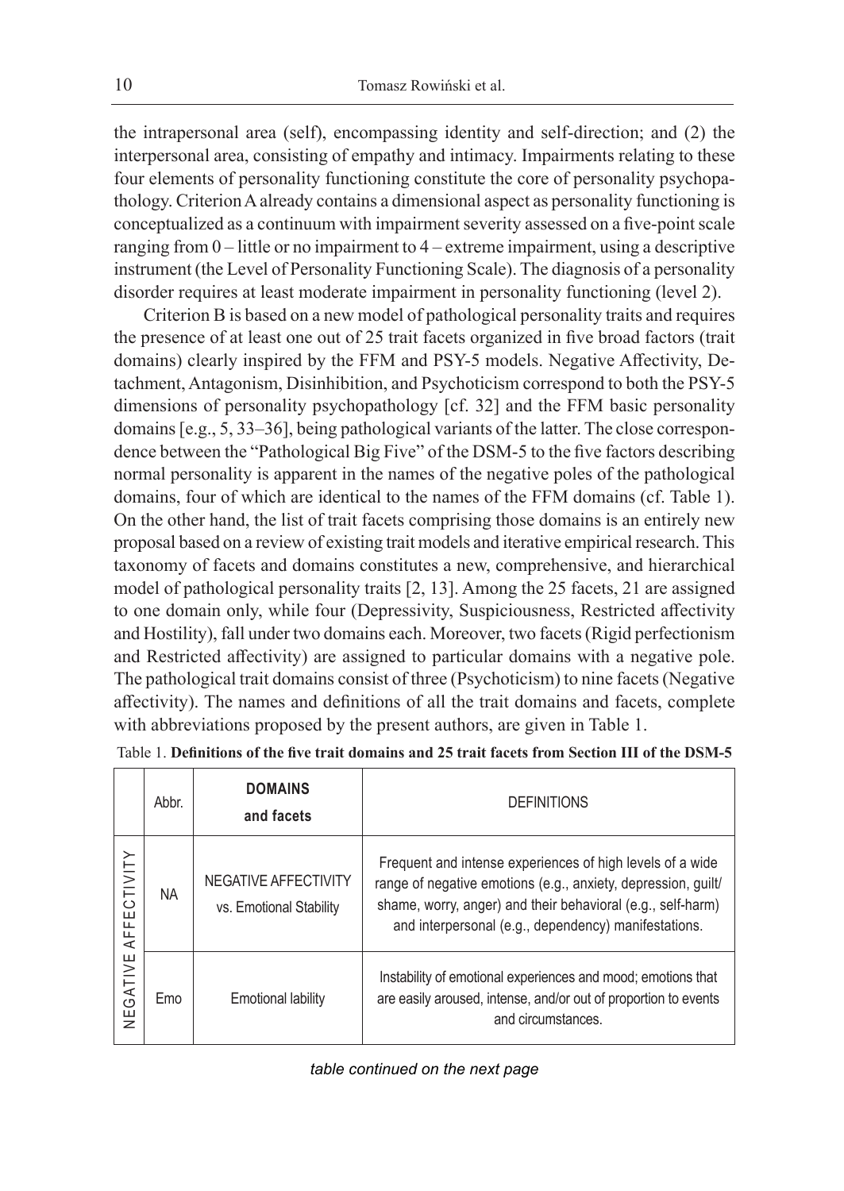the intrapersonal area (self), encompassing identity and self-direction; and (2) the interpersonal area, consisting of empathy and intimacy. Impairments relating to these four elements of personality functioning constitute the core of personality psychopathology. Criterion A already contains a dimensional aspect as personality functioning is conceptualized as a continuum with impairment severity assessed on a five-point scale ranging from 0 – little or no impairment to 4 – extreme impairment, using a descriptive instrument (the Level of Personality Functioning Scale). The diagnosis of a personality disorder requires at least moderate impairment in personality functioning (level 2).

Criterion B is based on a new model of pathological personality traits and requires the presence of at least one out of 25 trait facets organized in five broad factors (trait domains) clearly inspired by the FFM and PSY-5 models. Negative Affectivity, Detachment, Antagonism, Disinhibition, and Psychoticism correspond to both the PSY-5 dimensions of personality psychopathology [cf. 32] and the FFM basic personality domains [e.g., 5, 33–36], being pathological variants of the latter. The close correspondence between the "Pathological Big Five" of the DSM-5 to the five factors describing normal personality is apparent in the names of the negative poles of the pathological domains, four of which are identical to the names of the FFM domains (cf. Table 1). On the other hand, the list of trait facets comprising those domains is an entirely new proposal based on a review of existing trait models and iterative empirical research. This taxonomy of facets and domains constitutes a new, comprehensive, and hierarchical model of pathological personality traits [2, 13]. Among the 25 facets, 21 are assigned to one domain only, while four (Depressivity, Suspiciousness, Restricted affectivity and Hostility), fall under two domains each. Moreover, two facets (Rigid perfectionism and Restricted affectivity) are assigned to particular domains with a negative pole. The pathological trait domains consist of three (Psychoticism) to nine facets (Negative affectivity). The names and definitions of all the trait domains and facets, complete with abbreviations proposed by the present authors, are given in Table 1.

Table 1. **Definitions of the five trait domains and 25 trait facets from Section III of the DSM-5**

| | Abbr. | **DOMAINS** **and facets** | DEFINITIONS |
|---|---|---|---|
| NEGATIVE AFFECTIVITY | NA | NEGATIVE AFFECTIVITY vs. Emotional Stability | Frequent and intense experiences of high levels of a wide range of negative emotions (e.g., anxiety, depression, guilt/shame, worry, anger) and their behavioral (e.g., self-harm) and interpersonal (e.g., dependency) manifestations. |
| | Emo | Emotional lability | Instability of emotional experiences and mood; emotions that are easily aroused, intense, and/or out of proportion to events and circumstances. |

*table continued on the next page*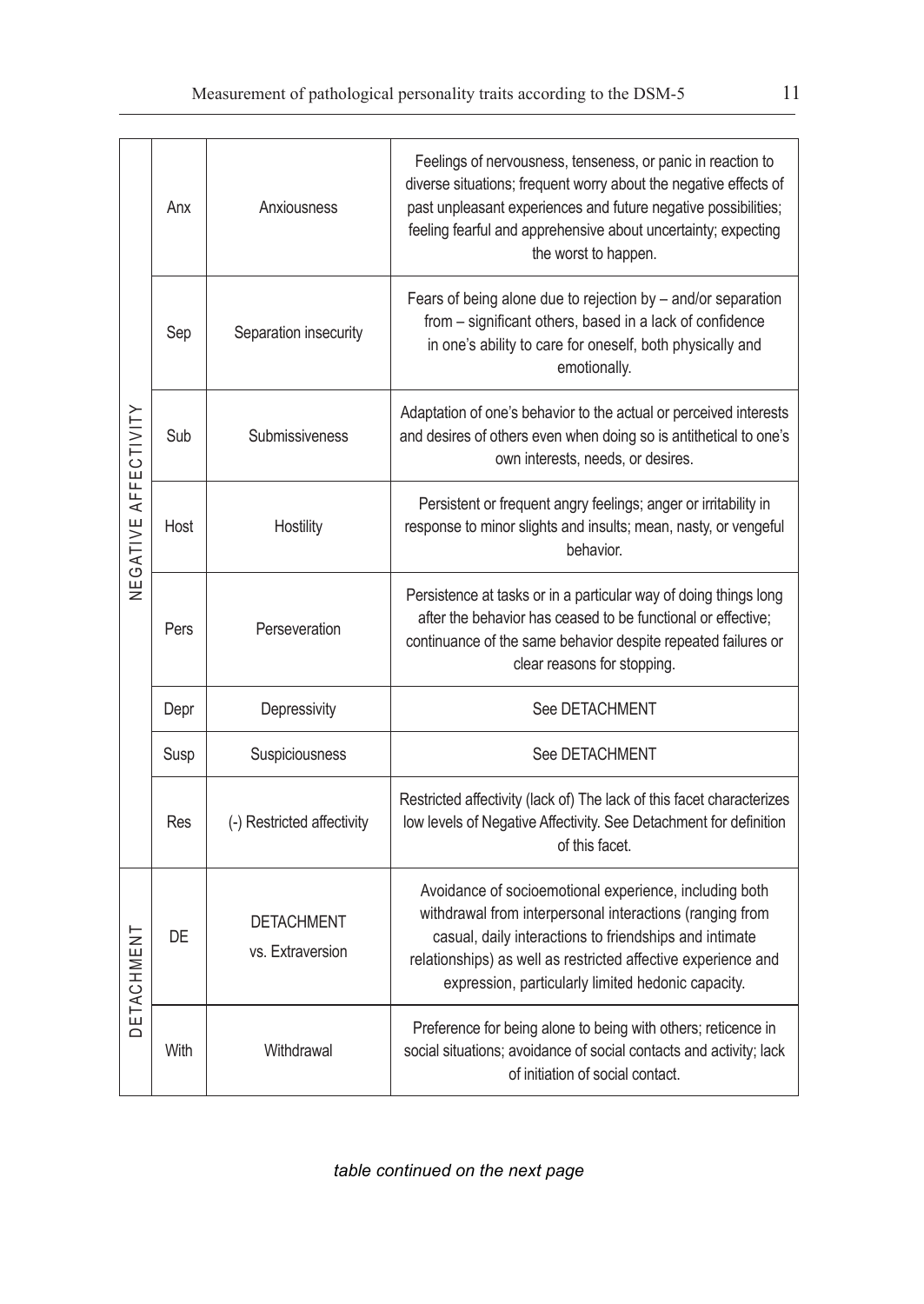| | | | |
|---|---|---|---|
| NEGATIVE AFFECTIVITY | Anx | Anxiousness | Feelings of nervousness, tenseness, or panic in reaction to diverse situations; frequent worry about the negative effects of past unpleasant experiences and future negative possibilities; feeling fearful and apprehensive about uncertainty; expecting the worst to happen. |
| | Sep | Separation insecurity | Fears of being alone due to rejection by – and/or separation from – significant others, based in a lack of confidence in one's ability to care for oneself, both physically and emotionally. |
| | Sub | Submissiveness | Adaptation of one's behavior to the actual or perceived interests and desires of others even when doing so is antithetical to one's own interests, needs, or desires. |
| | Host | Hostility | Persistent or frequent angry feelings; anger or irritability in response to minor slights and insults; mean, nasty, or vengeful behavior. |
| | Pers | Perseveration | Persistence at tasks or in a particular way of doing things long after the behavior has ceased to be functional or effective; continuance of the same behavior despite repeated failures or clear reasons for stopping. |
| | Depr | Depressivity | See DETACHMENT |
| | Susp | Suspiciousness | See DETACHMENT |
| | Res | (-) Restricted affectivity | Restricted affectivity (lack of) The lack of this facet characterizes low levels of Negative Affectivity. See Detachment for definition of this facet. |
| DETACHMENT | DE | DETACHMENT vs. Extraversion | Avoidance of socioemotional experience, including both withdrawal from interpersonal interactions (ranging from casual, daily interactions to friendships and intimate relationships) as well as restricted affective experience and expression, particularly limited hedonic capacity. |
| | With | Withdrawal | Preference for being alone to being with others; reticence in social situations; avoidance of social contacts and activity; lack of initiation of social contact. |

*table continued on the next page*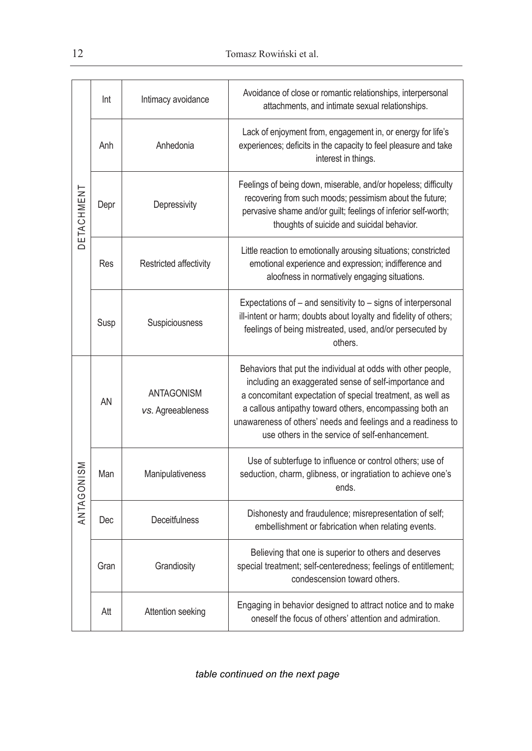| | | | |
|---|---|---|---|
| DETACHMENT | Int | Intimacy avoidance | Avoidance of close or romantic relationships, interpersonal attachments, and intimate sexual relationships. |
| | Anh | Anhedonia | Lack of enjoyment from, engagement in, or energy for life's experiences; deficits in the capacity to feel pleasure and take interest in things. |
| | Depr | Depressivity | Feelings of being down, miserable, and/or hopeless; difficulty recovering from such moods; pessimism about the future; pervasive shame and/or guilt; feelings of inferior self-worth; thoughts of suicide and suicidal behavior. |
| | Res | Restricted affectivity | Little reaction to emotionally arousing situations; constricted emotional experience and expression; indifference and aloofness in normatively engaging situations. |
| | Susp | Suspiciousness | Expectations of – and sensitivity to – signs of interpersonal ill-intent or harm; doubts about loyalty and fidelity of others; feelings of being mistreated, used, and/or persecuted by others. |
| ANTAGONISM | AN | ANTAGONISM *vs.* Agreeableness | Behaviors that put the individual at odds with other people, including an exaggerated sense of self-importance and a concomitant expectation of special treatment, as well as a callous antipathy toward others, encompassing both an unawareness of others' needs and feelings and a readiness to use others in the service of self-enhancement. |
| | Man | Manipulativeness | Use of subterfuge to influence or control others; use of seduction, charm, glibness, or ingratiation to achieve one's ends. |
| | Dec | Deceitfulness | Dishonesty and fraudulence; misrepresentation of self; embellishment or fabrication when relating events. |
| | Gran | Grandiosity | Believing that one is superior to others and deserves special treatment; self-centeredness; feelings of entitlement; condescension toward others. |
| | Att | Attention seeking | Engaging in behavior designed to attract notice and to make oneself the focus of others' attention and admiration. |

*table continued on the next page*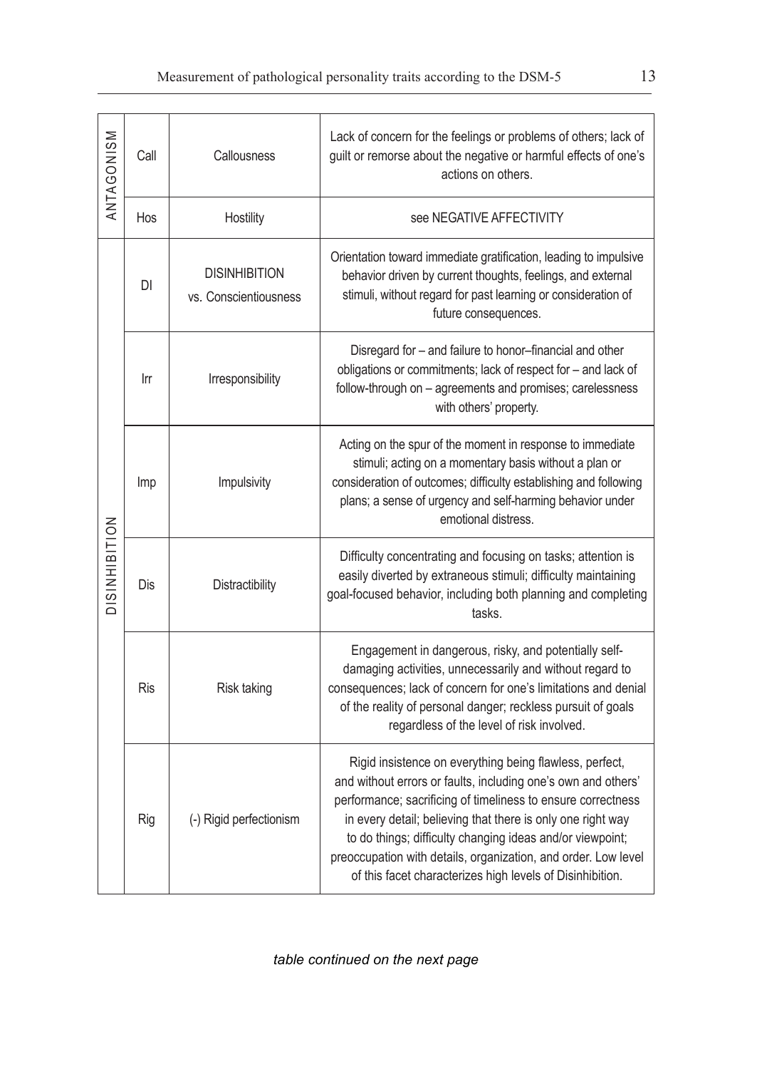| | | | |
|---|---|---|---|
| ANTAGONISM | Call | Callousness | Lack of concern for the feelings or problems of others; lack of guilt or remorse about the negative or harmful effects of one's actions on others. |
| | Hos | Hostility | see NEGATIVE AFFECTIVITY |
| DISINHIBITION | DI | DISINHIBITION vs. Conscientiousness | Orientation toward immediate gratification, leading to impulsive behavior driven by current thoughts, feelings, and external stimuli, without regard for past learning or consideration of future consequences. |
| | Irr | Irresponsibility | Disregard for – and failure to honor–financial and other obligations or commitments; lack of respect for – and lack of follow-through on – agreements and promises; carelessness with others' property. |
| | Imp | Impulsivity | Acting on the spur of the moment in response to immediate stimuli; acting on a momentary basis without a plan or consideration of outcomes; difficulty establishing and following plans; a sense of urgency and self-harming behavior under emotional distress. |
| | Dis | Distractibility | Difficulty concentrating and focusing on tasks; attention is easily diverted by extraneous stimuli; difficulty maintaining goal-focused behavior, including both planning and completing tasks. |
| | Ris | Risk taking | Engagement in dangerous, risky, and potentially self-damaging activities, unnecessarily and without regard to consequences; lack of concern for one's limitations and denial of the reality of personal danger; reckless pursuit of goals regardless of the level of risk involved. |
| | Rig | (-) Rigid perfectionism | Rigid insistence on everything being flawless, perfect, and without errors or faults, including one's own and others' performance; sacrificing of timeliness to ensure correctness in every detail; believing that there is only one right way to do things; difficulty changing ideas and/or viewpoint; preoccupation with details, organization, and order. Low level of this facet characterizes high levels of Disinhibition. |

*table continued on the next page*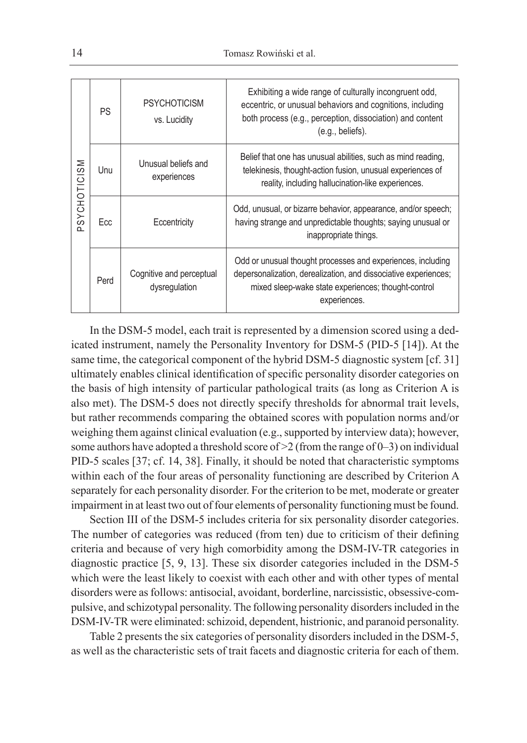| PSYCHOTICISM | PS | PSYCHOTICISM vs. Lucidity | Exhibiting a wide range of culturally incongruent odd, eccentric, or unusual behaviors and cognitions, including both process (e.g., perception, dissociation) and content (e.g., beliefs). |
|---|---|---|---|
| | Unu | Unusual beliefs and experiences | Belief that one has unusual abilities, such as mind reading, telekinesis, thought-action fusion, unusual experiences of reality, including hallucination-like experiences. |
| | Ecc | Eccentricity | Odd, unusual, or bizarre behavior, appearance, and/or speech; having strange and unpredictable thoughts; saying unusual or inappropriate things. |
| | Perd | Cognitive and perceptual dysregulation | Odd or unusual thought processes and experiences, including depersonalization, derealization, and dissociative experiences; mixed sleep-wake state experiences; thought-control experiences. |

In the DSM-5 model, each trait is represented by a dimension scored using a dedicated instrument, namely the Personality Inventory for DSM-5 (PID-5 [14]). At the same time, the categorical component of the hybrid DSM-5 diagnostic system [cf. 31] ultimately enables clinical identification of specific personality disorder categories on the basis of high intensity of particular pathological traits (as long as Criterion A is also met). The DSM-5 does not directly specify thresholds for abnormal trait levels, but rather recommends comparing the obtained scores with population norms and/or weighing them against clinical evaluation (e.g., supported by interview data); however, some authors have adopted a threshold score of >2 (from the range of 0–3) on individual PID-5 scales [37; cf. 14, 38]. Finally, it should be noted that characteristic symptoms within each of the four areas of personality functioning are described by Criterion A separately for each personality disorder. For the criterion to be met, moderate or greater impairment in at least two out of four elements of personality functioning must be found.

Section III of the DSM-5 includes criteria for six personality disorder categories. The number of categories was reduced (from ten) due to criticism of their defining criteria and because of very high comorbidity among the DSM-IV-TR categories in diagnostic practice [5, 9, 13]. These six disorder categories included in the DSM-5 which were the least likely to coexist with each other and with other types of mental disorders were as follows: antisocial, avoidant, borderline, narcissistic, obsessive-compulsive, and schizotypal personality. The following personality disorders included in the DSM-IV-TR were eliminated: schizoid, dependent, histrionic, and paranoid personality.

Table 2 presents the six categories of personality disorders included in the DSM-5, as well as the characteristic sets of trait facets and diagnostic criteria for each of them.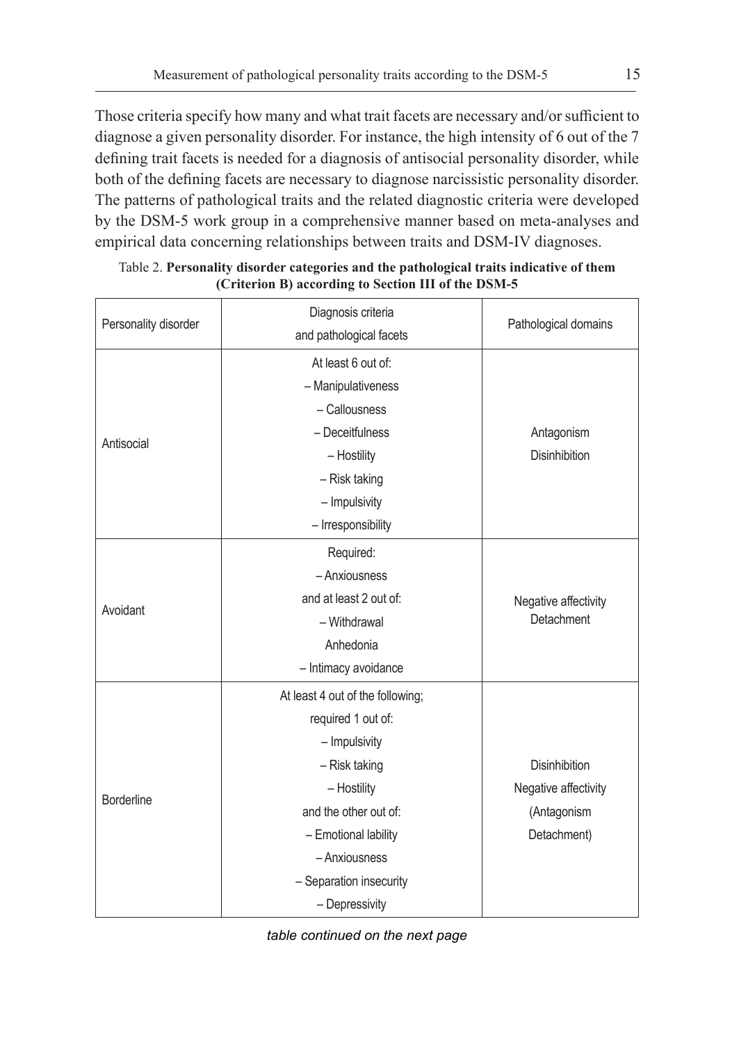Those criteria specify how many and what trait facets are necessary and/or sufficient to diagnose a given personality disorder. For instance, the high intensity of 6 out of the 7 defining trait facets is needed for a diagnosis of antisocial personality disorder, while both of the defining facets are necessary to diagnose narcissistic personality disorder. The patterns of pathological traits and the related diagnostic criteria were developed by the DSM-5 work group in a comprehensive manner based on meta-analyses and empirical data concerning relationships between traits and DSM-IV diagnoses.

Table 2. **Personality disorder categories and the pathological traits indicative of them (Criterion B) according to Section III of the DSM-5**

| Personality disorder | Diagnosis criteria and pathological facets | Pathological domains |
|---|---|---|
| Antisocial | At least 6 out of:<br>– Manipulativeness<br>– Callousness<br>– Deceitfulness<br>– Hostility<br>– Risk taking<br>– Impulsivity<br>– Irresponsibility | Antagonism<br>Disinhibition |
| Avoidant | Required:<br>– Anxiousness<br>and at least 2 out of:<br>– Withdrawal<br>Anhedonia<br>– Intimacy avoidance | Negative affectivity<br>Detachment |
| Borderline | At least 4 out of the following;<br>required 1 out of:<br>– Impulsivity<br>– Risk taking<br>– Hostility<br>and the other out of:<br>– Emotional lability<br>– Anxiousness<br>– Separation insecurity<br>– Depressivity | Disinhibition<br>Negative affectivity<br>(Antagonism<br>Detachment) |

*table continued on the next page*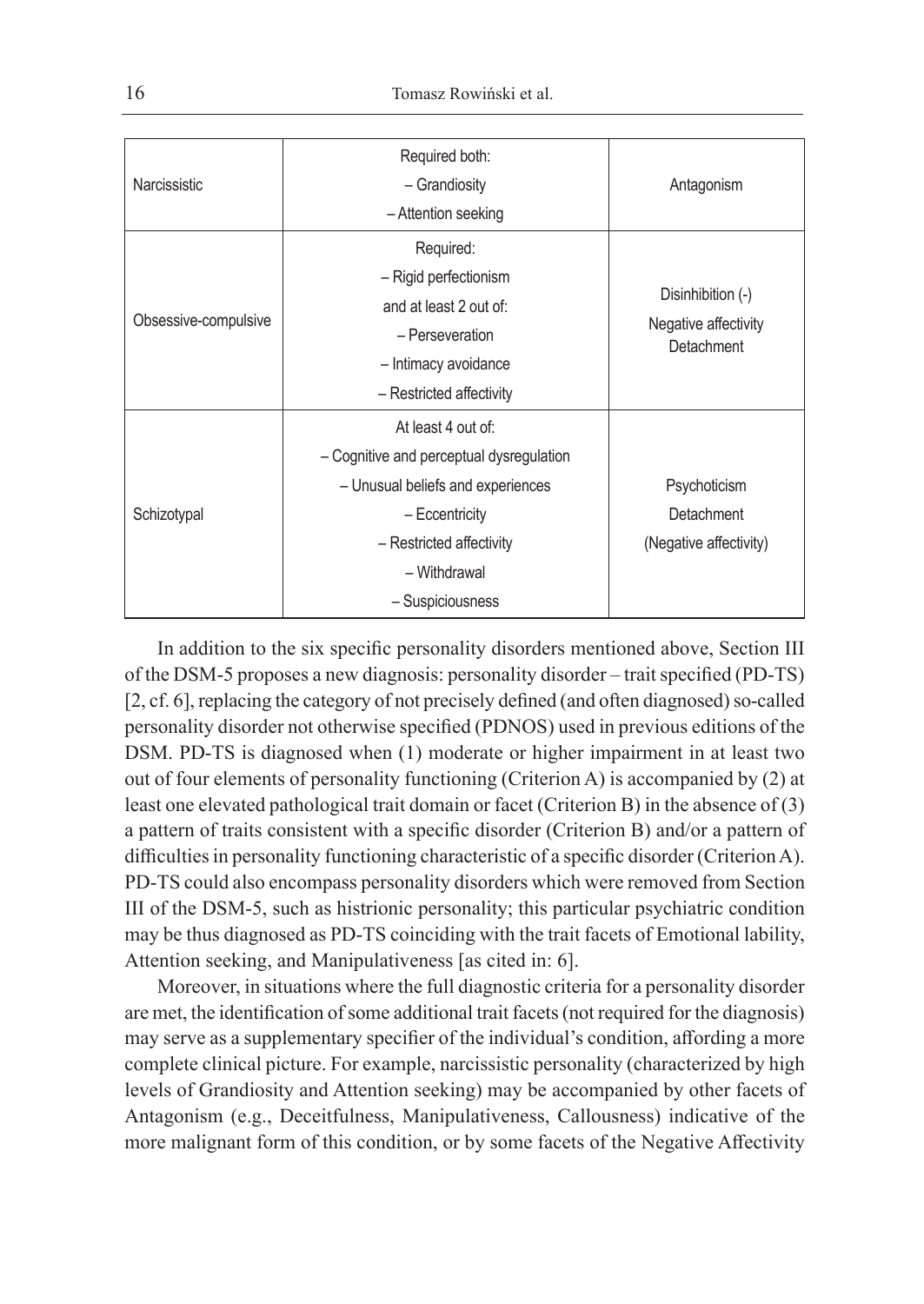| | | |
|---|---|---|
| Narcissistic | Required both:<br>– Grandiosity<br>– Attention seeking | Antagonism |
| Obsessive-compulsive | Required:<br>– Rigid perfectionism<br>and at least 2 out of:<br>– Perseveration<br>– Intimacy avoidance<br>– Restricted affectivity | Disinhibition (-)<br>Negative affectivity<br>Detachment |
| Schizotypal | At least 4 out of:<br>– Cognitive and perceptual dysregulation<br>– Unusual beliefs and experiences<br>– Eccentricity<br>– Restricted affectivity<br>– Withdrawal<br>– Suspiciousness | Psychoticism<br>Detachment<br>(Negative affectivity) |

In addition to the six specific personality disorders mentioned above, Section III of the DSM-5 proposes a new diagnosis: personality disorder – trait specified (PD-TS) [2, cf. 6], replacing the category of not precisely defined (and often diagnosed) so-called personality disorder not otherwise specified (PDNOS) used in previous editions of the DSM. PD-TS is diagnosed when (1) moderate or higher impairment in at least two out of four elements of personality functioning (Criterion A) is accompanied by (2) at least one elevated pathological trait domain or facet (Criterion B) in the absence of (3) a pattern of traits consistent with a specific disorder (Criterion B) and/or a pattern of difficulties in personality functioning characteristic of a specific disorder (Criterion A). PD-TS could also encompass personality disorders which were removed from Section III of the DSM-5, such as histrionic personality; this particular psychiatric condition may be thus diagnosed as PD-TS coinciding with the trait facets of Emotional lability, Attention seeking, and Manipulativeness [as cited in: 6].

Moreover, in situations where the full diagnostic criteria for a personality disorder are met, the identification of some additional trait facets (not required for the diagnosis) may serve as a supplementary specifier of the individual's condition, affording a more complete clinical picture. For example, narcissistic personality (characterized by high levels of Grandiosity and Attention seeking) may be accompanied by other facets of Antagonism (e.g., Deceitfulness, Manipulativeness, Callousness) indicative of the more malignant form of this condition, or by some facets of the Negative Affectivity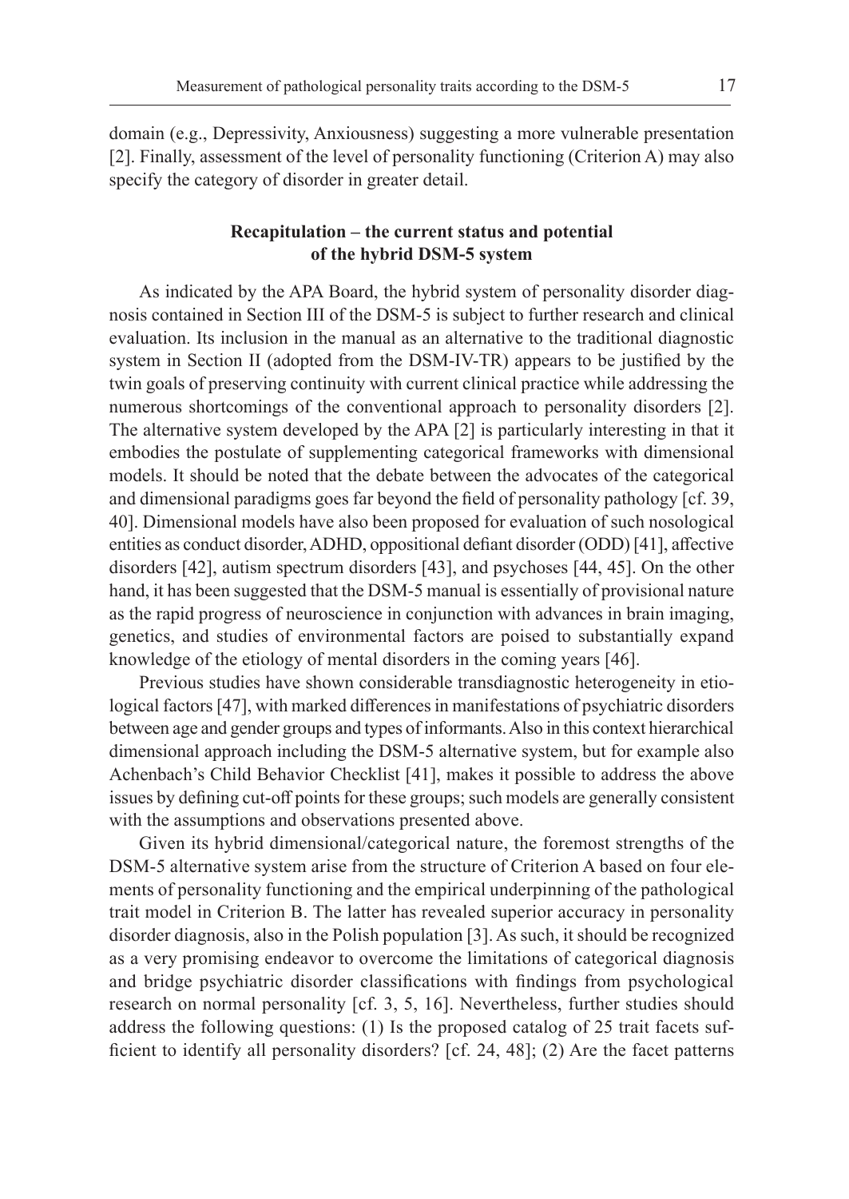domain (e.g., Depressivity, Anxiousness) suggesting a more vulnerable presentation [2]. Finally, assessment of the level of personality functioning (Criterion A) may also specify the category of disorder in greater detail.

## Recapitulation – the current status and potential of the hybrid DSM-5 system

As indicated by the APA Board, the hybrid system of personality disorder diagnosis contained in Section III of the DSM-5 is subject to further research and clinical evaluation. Its inclusion in the manual as an alternative to the traditional diagnostic system in Section II (adopted from the DSM-IV-TR) appears to be justified by the twin goals of preserving continuity with current clinical practice while addressing the numerous shortcomings of the conventional approach to personality disorders [2]. The alternative system developed by the APA [2] is particularly interesting in that it embodies the postulate of supplementing categorical frameworks with dimensional models. It should be noted that the debate between the advocates of the categorical and dimensional paradigms goes far beyond the field of personality pathology [cf. 39, 40]. Dimensional models have also been proposed for evaluation of such nosological entities as conduct disorder, ADHD, oppositional defiant disorder (ODD) [41], affective disorders [42], autism spectrum disorders [43], and psychoses [44, 45]. On the other hand, it has been suggested that the DSM-5 manual is essentially of provisional nature as the rapid progress of neuroscience in conjunction with advances in brain imaging, genetics, and studies of environmental factors are poised to substantially expand knowledge of the etiology of mental disorders in the coming years [46].

Previous studies have shown considerable transdiagnostic heterogeneity in etiological factors [47], with marked differences in manifestations of psychiatric disorders between age and gender groups and types of informants. Also in this context hierarchical dimensional approach including the DSM-5 alternative system, but for example also Achenbach's Child Behavior Checklist [41], makes it possible to address the above issues by defining cut-off points for these groups; such models are generally consistent with the assumptions and observations presented above.

Given its hybrid dimensional/categorical nature, the foremost strengths of the DSM-5 alternative system arise from the structure of Criterion A based on four elements of personality functioning and the empirical underpinning of the pathological trait model in Criterion B. The latter has revealed superior accuracy in personality disorder diagnosis, also in the Polish population [3]. As such, it should be recognized as a very promising endeavor to overcome the limitations of categorical diagnosis and bridge psychiatric disorder classifications with findings from psychological research on normal personality [cf. 3, 5, 16]. Nevertheless, further studies should address the following questions: (1) Is the proposed catalog of 25 trait facets sufficient to identify all personality disorders? [cf. 24, 48]; (2) Are the facet patterns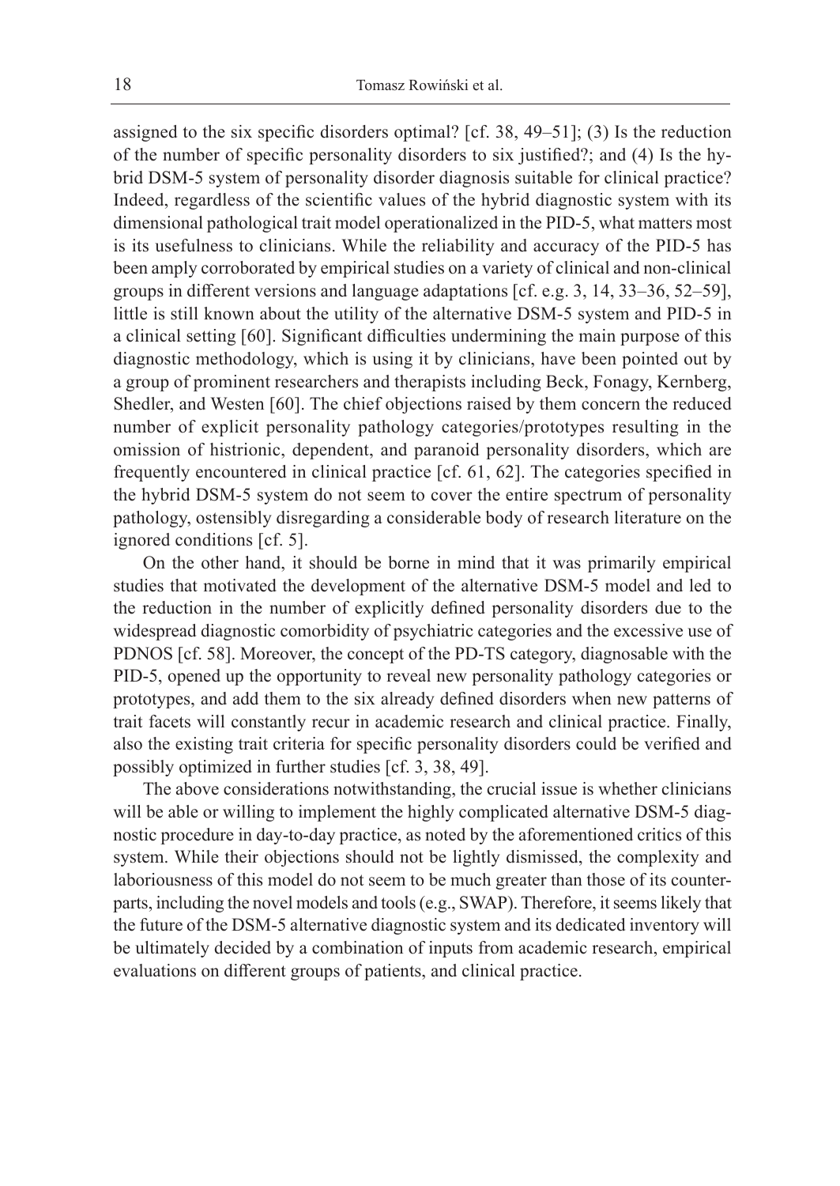assigned to the six specific disorders optimal? [cf. 38, 49–51]; (3) Is the reduction of the number of specific personality disorders to six justified?; and (4) Is the hybrid DSM-5 system of personality disorder diagnosis suitable for clinical practice? Indeed, regardless of the scientific values of the hybrid diagnostic system with its dimensional pathological trait model operationalized in the PID-5, what matters most is its usefulness to clinicians. While the reliability and accuracy of the PID-5 has been amply corroborated by empirical studies on a variety of clinical and non-clinical groups in different versions and language adaptations [cf. e.g. 3, 14, 33–36, 52–59], little is still known about the utility of the alternative DSM-5 system and PID-5 in a clinical setting [60]. Significant difficulties undermining the main purpose of this diagnostic methodology, which is using it by clinicians, have been pointed out by a group of prominent researchers and therapists including Beck, Fonagy, Kernberg, Shedler, and Westen [60]. The chief objections raised by them concern the reduced number of explicit personality pathology categories/prototypes resulting in the omission of histrionic, dependent, and paranoid personality disorders, which are frequently encountered in clinical practice [cf. 61, 62]. The categories specified in the hybrid DSM-5 system do not seem to cover the entire spectrum of personality pathology, ostensibly disregarding a considerable body of research literature on the ignored conditions [cf. 5].

On the other hand, it should be borne in mind that it was primarily empirical studies that motivated the development of the alternative DSM-5 model and led to the reduction in the number of explicitly defined personality disorders due to the widespread diagnostic comorbidity of psychiatric categories and the excessive use of PDNOS [cf. 58]. Moreover, the concept of the PD-TS category, diagnosable with the PID-5, opened up the opportunity to reveal new personality pathology categories or prototypes, and add them to the six already defined disorders when new patterns of trait facets will constantly recur in academic research and clinical practice. Finally, also the existing trait criteria for specific personality disorders could be verified and possibly optimized in further studies [cf. 3, 38, 49].

The above considerations notwithstanding, the crucial issue is whether clinicians will be able or willing to implement the highly complicated alternative DSM-5 diagnostic procedure in day-to-day practice, as noted by the aforementioned critics of this system. While their objections should not be lightly dismissed, the complexity and laboriousness of this model do not seem to be much greater than those of its counterparts, including the novel models and tools (e.g., SWAP). Therefore, it seems likely that the future of the DSM-5 alternative diagnostic system and its dedicated inventory will be ultimately decided by a combination of inputs from academic research, empirical evaluations on different groups of patients, and clinical practice.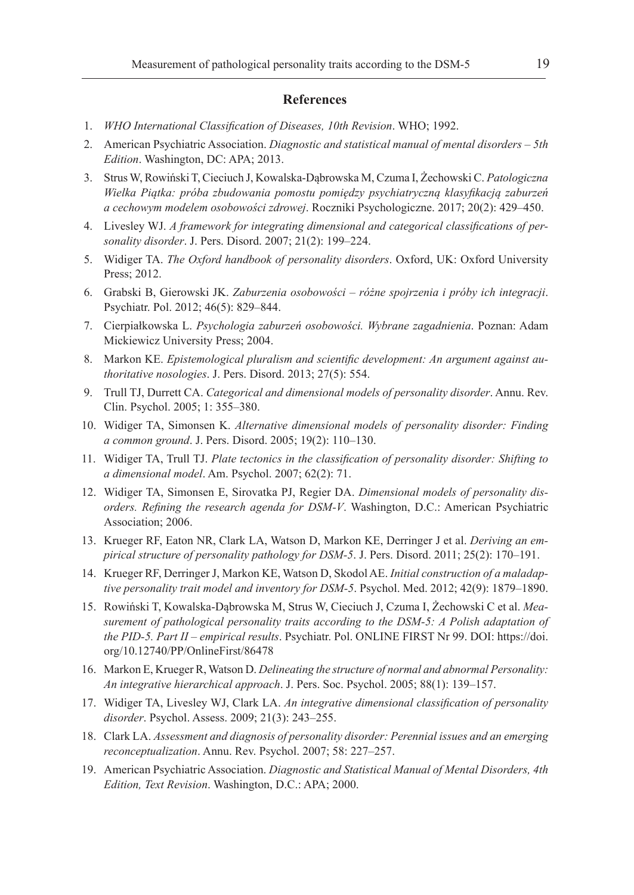## References

1. *WHO International Classification of Diseases, 10th Revision*. WHO; 1992.
2. American Psychiatric Association. *Diagnostic and statistical manual of mental disorders – 5th Edition*. Washington, DC: APA; 2013.
3. Strus W, Rowiński T, Cieciuch J, Kowalska-Dąbrowska M, Czuma I, Żechowski C. *Patologiczna Wielka Piątka: próba zbudowania pomostu pomiędzy psychiatryczną klasyfikacją zaburzeń a cechowym modelem osobowości zdrowej*. Roczniki Psychologiczne. 2017; 20(2): 429–450.
4. Livesley WJ. *A framework for integrating dimensional and categorical classifications of personality disorder*. J. Pers. Disord. 2007; 21(2): 199–224.
5. Widiger TA. *The Oxford handbook of personality disorders*. Oxford, UK: Oxford University Press; 2012.
6. Grabski B, Gierowski JK. *Zaburzenia osobowości – różne spojrzenia i próby ich integracji*. Psychiatr. Pol. 2012; 46(5): 829–844.
7. Cierpiałkowska L. *Psychologia zaburzeń osobowości. Wybrane zagadnienia*. Poznan: Adam Mickiewicz University Press; 2004.
8. Markon KE. *Epistemological pluralism and scientific development: An argument against authoritative nosologies*. J. Pers. Disord. 2013; 27(5): 554.
9. Trull TJ, Durrett CA. *Categorical and dimensional models of personality disorder*. Annu. Rev. Clin. Psychol. 2005; 1: 355–380.
10. Widiger TA, Simonsen K. *Alternative dimensional models of personality disorder: Finding a common ground*. J. Pers. Disord. 2005; 19(2): 110–130.
11. Widiger TA, Trull TJ. *Plate tectonics in the classification of personality disorder: Shifting to a dimensional model*. Am. Psychol. 2007; 62(2): 71.
12. Widiger TA, Simonsen E, Sirovatka PJ, Regier DA. *Dimensional models of personality disorders. Refining the research agenda for DSM-V*. Washington, D.C.: American Psychiatric Association; 2006.
13. Krueger RF, Eaton NR, Clark LA, Watson D, Markon KE, Derringer J et al. *Deriving an empirical structure of personality pathology for DSM-5*. J. Pers. Disord. 2011; 25(2): 170–191.
14. Krueger RF, Derringer J, Markon KE, Watson D, Skodol AE. *Initial construction of a maladaptive personality trait model and inventory for DSM-5*. Psychol. Med. 2012; 42(9): 1879–1890.
15. Rowiński T, Kowalska-Dąbrowska M, Strus W, Cieciuch J, Czuma I, Żechowski C et al. *Measurement of pathological personality traits according to the DSM-5: A Polish adaptation of the PID-5. Part II – empirical results*. Psychiatr. Pol. ONLINE FIRST Nr 99. DOI: https://doi.org/10.12740/PP/OnlineFirst/86478
16. Markon E, Krueger R, Watson D. *Delineating the structure of normal and abnormal Personality: An integrative hierarchical approach*. J. Pers. Soc. Psychol. 2005; 88(1): 139–157.
17. Widiger TA, Livesley WJ, Clark LA. *An integrative dimensional classification of personality disorder*. Psychol. Assess. 2009; 21(3): 243–255.
18. Clark LA. *Assessment and diagnosis of personality disorder: Perennial issues and an emerging reconceptualization*. Annu. Rev. Psychol. 2007; 58: 227–257.
19. American Psychiatric Association. *Diagnostic and Statistical Manual of Mental Disorders, 4th Edition, Text Revision*. Washington, D.C.: APA; 2000.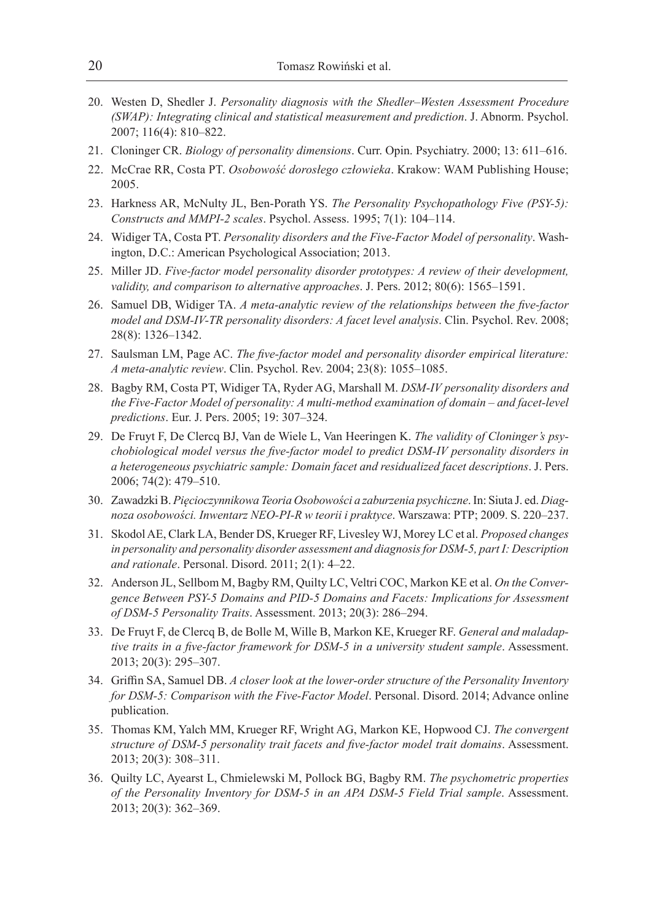20. Westen D, Shedler J. *Personality diagnosis with the Shedler–Westen Assessment Procedure (SWAP): Integrating clinical and statistical measurement and prediction*. J. Abnorm. Psychol. 2007; 116(4): 810–822.
21. Cloninger CR. *Biology of personality dimensions*. Curr. Opin. Psychiatry. 2000; 13: 611–616.
22. McCrae RR, Costa PT. *Osobowość dorosłego człowieka*. Krakow: WAM Publishing House; 2005.
23. Harkness AR, McNulty JL, Ben-Porath YS. *The Personality Psychopathology Five (PSY-5): Constructs and MMPI-2 scales*. Psychol. Assess. 1995; 7(1): 104–114.
24. Widiger TA, Costa PT. *Personality disorders and the Five-Factor Model of personality*. Washington, D.C.: American Psychological Association; 2013.
25. Miller JD. *Five-factor model personality disorder prototypes: A review of their development, validity, and comparison to alternative approaches*. J. Pers. 2012; 80(6): 1565–1591.
26. Samuel DB, Widiger TA. *A meta-analytic review of the relationships between the five-factor model and DSM-IV-TR personality disorders: A facet level analysis*. Clin. Psychol. Rev. 2008; 28(8): 1326–1342.
27. Saulsman LM, Page AC. *The five-factor model and personality disorder empirical literature: A meta-analytic review*. Clin. Psychol. Rev. 2004; 23(8): 1055–1085.
28. Bagby RM, Costa PT, Widiger TA, Ryder AG, Marshall M. *DSM-IV personality disorders and the Five-Factor Model of personality: A multi-method examination of domain – and facet-level predictions*. Eur. J. Pers. 2005; 19: 307–324.
29. De Fruyt F, De Clercq BJ, Van de Wiele L, Van Heeringen K. *The validity of Cloninger's psychobiological model versus the five-factor model to predict DSM-IV personality disorders in a heterogeneous psychiatric sample: Domain facet and residualized facet descriptions*. J. Pers. 2006; 74(2): 479–510.
30. Zawadzki B. *Pięcioczynnikowa Teoria Osobowości a zaburzenia psychiczne*. In: Siuta J. ed. *Diagnoza osobowości. Inwentarz NEO-PI-R w teorii i praktyce*. Warszawa: PTP; 2009. S. 220–237.
31. Skodol AE, Clark LA, Bender DS, Krueger RF, Livesley WJ, Morey LC et al. *Proposed changes in personality and personality disorder assessment and diagnosis for DSM-5, part I: Description and rationale*. Personal. Disord. 2011; 2(1): 4–22.
32. Anderson JL, Sellbom M, Bagby RM, Quilty LC, Veltri COC, Markon KE et al. *On the Convergence Between PSY-5 Domains and PID-5 Domains and Facets: Implications for Assessment of DSM-5 Personality Traits*. Assessment. 2013; 20(3): 286–294.
33. De Fruyt F, de Clercq B, de Bolle M, Wille B, Markon KE, Krueger RF. *General and maladaptive traits in a five-factor framework for DSM-5 in a university student sample*. Assessment. 2013; 20(3): 295–307.
34. Griffin SA, Samuel DB. *A closer look at the lower-order structure of the Personality Inventory for DSM-5: Comparison with the Five-Factor Model*. Personal. Disord. 2014; Advance online publication.
35. Thomas KM, Yalch MM, Krueger RF, Wright AG, Markon KE, Hopwood CJ. *The convergent structure of DSM-5 personality trait facets and five-factor model trait domains*. Assessment. 2013; 20(3): 308–311.
36. Quilty LC, Ayearst L, Chmielewski M, Pollock BG, Bagby RM. *The psychometric properties of the Personality Inventory for DSM-5 in an APA DSM-5 Field Trial sample*. Assessment. 2013; 20(3): 362–369.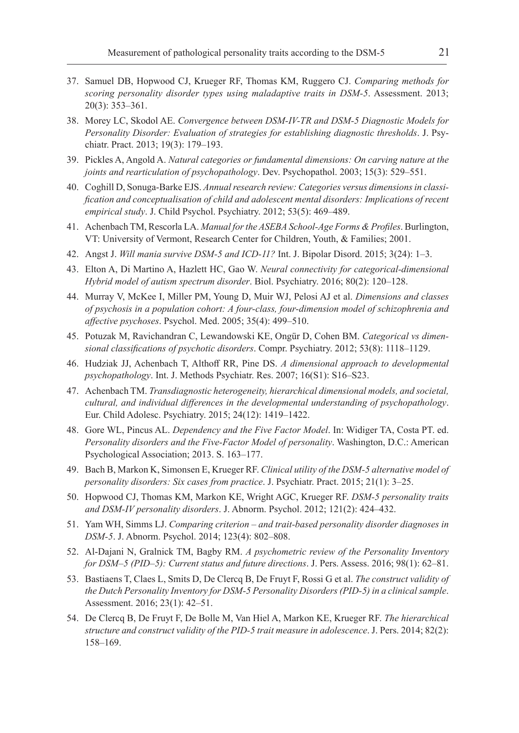37. Samuel DB, Hopwood CJ, Krueger RF, Thomas KM, Ruggero CJ. *Comparing methods for scoring personality disorder types using maladaptive traits in DSM-5*. Assessment. 2013; 20(3): 353–361.
38. Morey LC, Skodol AE. *Convergence between DSM-IV-TR and DSM-5 Diagnostic Models for Personality Disorder: Evaluation of strategies for establishing diagnostic thresholds*. J. Psychiatr. Pract. 2013; 19(3): 179–193.
39. Pickles A, Angold A. *Natural categories or fundamental dimensions: On carving nature at the joints and rearticulation of psychopathology*. Dev. Psychopathol. 2003; 15(3): 529–551.
40. Coghill D, Sonuga-Barke EJS. *Annual research review: Categories versus dimensions in classification and conceptualisation of child and adolescent mental disorders: Implications of recent empirical study*. J. Child Psychol. Psychiatry. 2012; 53(5): 469–489.
41. Achenbach TM, Rescorla LA. *Manual for the ASEBA School-Age Forms & Profiles*. Burlington, VT: University of Vermont, Research Center for Children, Youth, & Families; 2001.
42. Angst J. *Will mania survive DSM-5 and ICD-11?* Int. J. Bipolar Disord. 2015; 3(24): 1–3.
43. Elton A, Di Martino A, Hazlett HC, Gao W. *Neural connectivity for categorical-dimensional Hybrid model of autism spectrum disorder*. Biol. Psychiatry. 2016; 80(2): 120–128.
44. Murray V, McKee I, Miller PM, Young D, Muir WJ, Pelosi AJ et al. *Dimensions and classes of psychosis in a population cohort: A four-class, four-dimension model of schizophrenia and affective psychoses*. Psychol. Med. 2005; 35(4): 499–510.
45. Potuzak M, Ravichandran C, Lewandowski KE, Ongür D, Cohen BM. *Categorical vs dimensional classifications of psychotic disorders*. Compr. Psychiatry. 2012; 53(8): 1118–1129.
46. Hudziak JJ, Achenbach T, Althoff RR, Pine DS. *A dimensional approach to developmental psychopathology*. Int. J. Methods Psychiatr. Res. 2007; 16(S1): S16–S23.
47. Achenbach TM. *Transdiagnostic heterogeneity, hierarchical dimensional models, and societal, cultural, and individual differences in the developmental understanding of psychopathology*. Eur. Child Adolesc. Psychiatry. 2015; 24(12): 1419–1422.
48. Gore WL, Pincus AL. *Dependency and the Five Factor Model*. In: Widiger TA, Costa PT. ed. *Personality disorders and the Five-Factor Model of personality*. Washington, D.C.: American Psychological Association; 2013. S. 163–177.
49. Bach B, Markon K, Simonsen E, Krueger RF. *Clinical utility of the DSM-5 alternative model of personality disorders: Six cases from practice*. J. Psychiatr. Pract. 2015; 21(1): 3–25.
50. Hopwood CJ, Thomas KM, Markon KE, Wright AGC, Krueger RF. *DSM-5 personality traits and DSM-IV personality disorders*. J. Abnorm. Psychol. 2012; 121(2): 424–432.
51. Yam WH, Simms LJ. *Comparing criterion – and trait-based personality disorder diagnoses in DSM-5*. J. Abnorm. Psychol. 2014; 123(4): 802–808.
52. Al-Dajani N, Gralnick TM, Bagby RM. *A psychometric review of the Personality Inventory for DSM–5 (PID–5): Current status and future directions*. J. Pers. Assess. 2016; 98(1): 62–81.
53. Bastiaens T, Claes L, Smits D, De Clercq B, De Fruyt F, Rossi G et al. *The construct validity of the Dutch Personality Inventory for DSM-5 Personality Disorders (PID-5) in a clinical sample*. Assessment. 2016; 23(1): 42–51.
54. De Clercq B, De Fruyt F, De Bolle M, Van Hiel A, Markon KE, Krueger RF. *The hierarchical structure and construct validity of the PID-5 trait measure in adolescence*. J. Pers. 2014; 82(2): 158–169.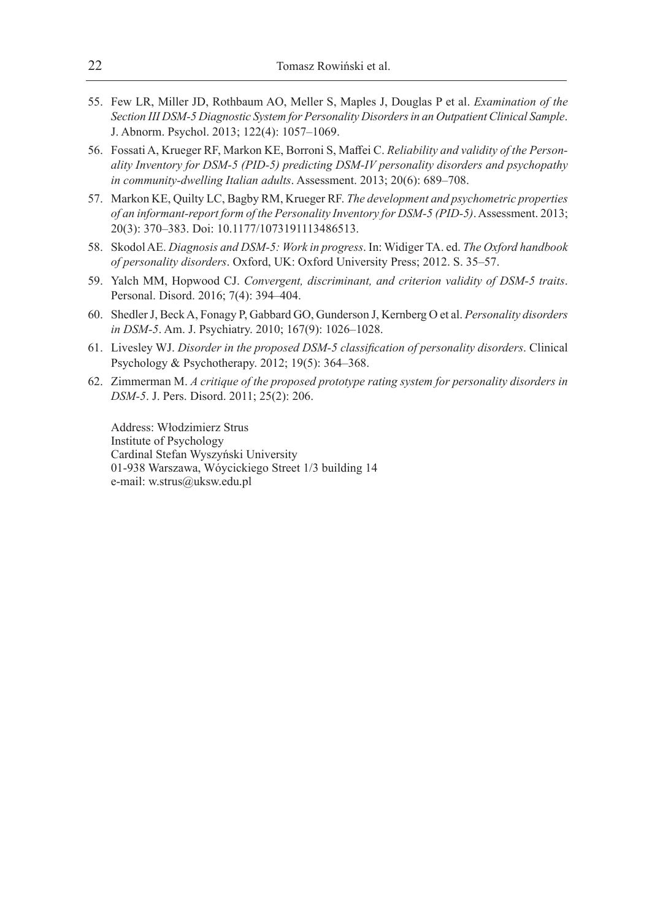55. Few LR, Miller JD, Rothbaum AO, Meller S, Maples J, Douglas P et al. *Examination of the Section III DSM-5 Diagnostic System for Personality Disorders in an Outpatient Clinical Sample*. J. Abnorm. Psychol. 2013; 122(4): 1057–1069.
56. Fossati A, Krueger RF, Markon KE, Borroni S, Maffei C. *Reliability and validity of the Personality Inventory for DSM-5 (PID-5) predicting DSM-IV personality disorders and psychopathy in community-dwelling Italian adults*. Assessment. 2013; 20(6): 689–708.
57. Markon KE, Quilty LC, Bagby RM, Krueger RF. *The development and psychometric properties of an informant-report form of the Personality Inventory for DSM-5 (PID-5)*. Assessment. 2013; 20(3): 370–383. Doi: 10.1177/1073191113486513.
58. Skodol AE. *Diagnosis and DSM-5: Work in progress*. In: Widiger TA. ed. *The Oxford handbook of personality disorders*. Oxford, UK: Oxford University Press; 2012. S. 35–57.
59. Yalch MM, Hopwood CJ. *Convergent, discriminant, and criterion validity of DSM-5 traits*. Personal. Disord. 2016; 7(4): 394–404.
60. Shedler J, Beck A, Fonagy P, Gabbard GO, Gunderson J, Kernberg O et al. *Personality disorders in DSM-5*. Am. J. Psychiatry. 2010; 167(9): 1026–1028.
61. Livesley WJ. *Disorder in the proposed DSM-5 classification of personality disorders*. Clinical Psychology & Psychotherapy. 2012; 19(5): 364–368.
62. Zimmerman M. *A critique of the proposed prototype rating system for personality disorders in DSM-5*. J. Pers. Disord. 2011; 25(2): 206.

Address: Włodzimierz Strus
Institute of Psychology
Cardinal Stefan Wyszyński University
01-938 Warszawa, Wóycickiego Street 1/3 building 14
e-mail: w.strus@uksw.edu.pl